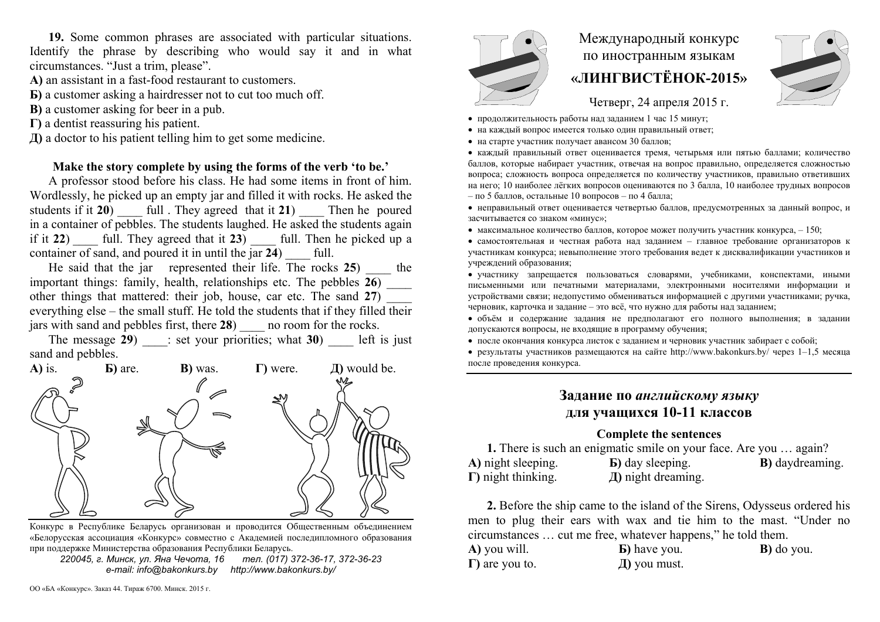**19.** Some common phrases are associated with particular situations. Identify the phrase by describing who would say it and in what circumstances. "Just a trim, please".

**А)** an assistant in a fast-food restaurant to customers.
**Б)** a customer asking a hairdresser not to cut too much off.
**В)** a customer asking for beer in a pub.
**Г)** a dentist reassuring his patient.
**Д)** a doctor to his patient telling him to get some medicine.

**Make the story complete by using the forms of the verb 'to be.'**

A professor stood before his class. He had some items in front of him. Wordlessly, he picked up an empty jar and filled it with rocks. He asked the students if it **20**) ____ full . They agreed that it **21**) ____ Then he poured in a container of pebbles. The students laughed. He asked the students again if it **22**) ____ full. They agreed that it **23**) ____ full. Then he picked up a container of sand, and poured it in until the jar **24**) ____ full.

He said that the jar represented their life. The rocks **25**) ____ the important things: family, health, relationships etc. The pebbles **26**) ____ other things that mattered: their job, house, car etc. The sand **27**) ____ everything else – the small stuff. He told the students that if they filled their jars with sand and pebbles first, there **28**) ____ no room for the rocks.

The message **29**) ____: set your priorities; what **30**) ____ left is just sand and pebbles.

**А)** is. **Б)** are. **В)** was. **Г)** were. **Д)** would be.

Конкурс в Республике Беларусь организован и проводится Общественным объединением «Белорусская ассоциация «Конкурс» совместно с Академией последипломного образования при поддержке Министерства образования Республики Беларусь.

*220045, г. Минск, ул. Яна Чечота, 16 тел. (017) 372-36-17, 372-36-23*
*e-mail: info@bakonkurs.by http://www.bakonkurs.by/*

ОО «БА «Конкурс». Заказ 44. Тираж 6700. Минск. 2015 г.

# Международный конкурс по иностранным языкам **«ЛИНГВИСТЁНОК-2015»**

Четверг, 24 апреля 2015 г.

- продолжительность работы над заданием 1 час 15 минут;
- на каждый вопрос имеется только один правильный ответ;
- на старте участник получает авансом 30 баллов;
- каждый правильный ответ оценивается тремя, четырьмя или пятью баллами; количество баллов, которые набирает участник, отвечая на вопрос правильно, определяется сложностью вопроса; сложность вопроса определяется по количеству участников, правильно ответивших на него; 10 наиболее лёгких вопросов оцениваются по 3 балла, 10 наиболее трудных вопросов – по 5 баллов, остальные 10 вопросов – по 4 балла;
- неправильный ответ оценивается четвертью баллов, предусмотренных за данный вопрос, и засчитывается со знаком «минус»;
- максимальное количество баллов, которое может получить участник конкурса, – 150;
- самостоятельная и честная работа над заданием – главное требование организаторов к участникам конкурса; невыполнение этого требования ведет к дисквалификации участников и учреждений образования;
- участнику запрещается пользоваться словарями, учебниками, конспектами, иными письменными или печатными материалами, электронными носителями информации и устройствами связи; недопустимо обмениваться информацией с другими участниками; ручка, черновик, карточка и задание – это всё, что нужно для работы над заданием;
- объём и содержание задания не предполагают его полного выполнения; в задании допускаются вопросы, не входящие в программу обучения;
- после окончания конкурса листок с заданием и черновик участник забирает с собой;
- результаты участников размещаются на сайте http://www.bakonkurs.by/ через 1–1,5 месяца после проведения конкурса.

## Задание по *английскому языку* для учащихся 10-11 классов

### Complete the sentences

**1.** There is such an enigmatic smile on your face. Are you … again?

**А)** night sleeping. **Б)** day sleeping. **В)** daydreaming.
**Г)** night thinking. **Д)** night dreaming.

**2.** Before the ship came to the island of the Sirens, Odysseus ordered his men to plug their ears with wax and tie him to the mast. "Under no circumstances … cut me free, whatever happens," he told them.

**А)** you will. **Б)** have you. **В)** do you.
**Г)** are you to. **Д)** you must.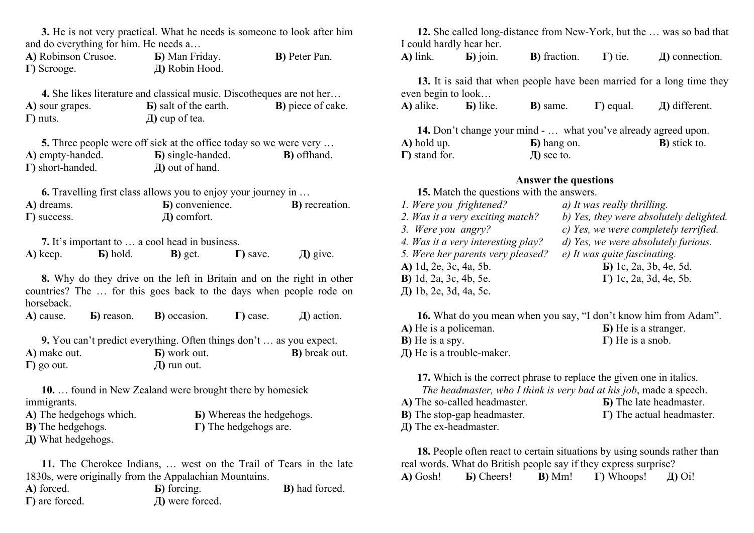**3.** He is not very practical. What he needs is someone to look after him and do everything for him. He needs a…

**А)** Robinson Crusoe. **Б)** Man Friday. **В)** Peter Pan.
**Г)** Scrooge. **Д)** Robin Hood.

**4.** She likes literature and classical music. Discotheques are not her…

**А)** sour grapes. **Б)** salt of the earth. **В)** piece of cake.
**Г)** nuts. **Д)** cup of tea.

**5.** Three people were off sick at the office today so we were very …

**А)** empty-handed. **Б)** single-handed. **В)** offhand.
**Г)** short-handed. **Д)** out of hand.

**6.** Travelling first class allows you to enjoy your journey in …

**А)** dreams. **Б)** convenience. **В)** recreation.
**Г)** success. **Д)** comfort.

**7.** It's important to … a cool head in business.

**А)** keep. **Б)** hold. **В)** get. **Г)** save. **Д)** give.

**8.** Why do they drive on the left in Britain and on the right in other countries? The … for this goes back to the days when people rode on horseback.

**А)** cause. **Б)** reason. **В)** occasion. **Г)** case. **Д)** action.

**9.** You can't predict everything. Often things don't … as you expect.

**А)** make out. **Б)** work out. **В)** break out.
**Г)** go out. **Д)** run out.

**10.** … found in New Zealand were brought there by homesick immigrants.

**А)** The hedgehogs which. **Б)** Whereas the hedgehogs.
**В)** The hedgehogs. **Г)** The hedgehogs are.
**Д)** What hedgehogs.

**11.** The Cherokee Indians, … west on the Trail of Tears in the late 1830s, were originally from the Appalachian Mountains.

**А)** forced. **Б)** forcing. **В)** had forced.
**Г)** are forced. **Д)** were forced.

**12.** She called long-distance from New-York, but the … was so bad that I could hardly hear her.

**А)** link. **Б)** join. **В)** fraction. **Г)** tie. **Д)** connection.

**13.** It is said that when people have been married for a long time they even begin to look…

**А)** alike. **Б)** like. **В)** same. **Г)** equal. **Д)** different.

**14.** Don't change your mind - … what you've already agreed upon.

**А)** hold up. **Б)** hang on. **В)** stick to.
**Г)** stand for. **Д)** see to.

## Answer the questions

**15.** Match the questions with the answers.

| | |
|---|---|
| *1. Were you frightened?* | *a) It was really thrilling.* |
| *2. Was it a very exciting match?* | *b) Yes, they were absolutely delighted.* |
| *3. Were you angry?* | *c) Yes, we were completely terrified.* |
| *4. Was it a very interesting play?* | *d) Yes, we were absolutely furious.* |
| *5. Were her parents very pleased?* | *e) It was quite fascinating.* |

**А)** 1d, 2e, 3c, 4a, 5b. **Б)** 1c, 2a, 3b, 4e, 5d.
**В)** 1d, 2a, 3c, 4b, 5e. **Г)** 1c, 2a, 3d, 4e, 5b.
**Д)** 1b, 2e, 3d, 4a, 5c.

**16.** What do you mean when you say, "I don't know him from Adam".

**А)** He is a policeman. **Б)** He is a stranger.
**В)** He is a spy. **Г)** He is a snob.
**Д)** He is a trouble-maker.

**17.** Which is the correct phrase to replace the given one in italics.

*The headmaster, who I think is very bad at his job*, made a speech.

**А)** The so-called headmaster. **Б)** The late headmaster.
**В)** The stop-gap headmaster. **Г)** The actual headmaster.
**Д)** The ex-headmaster.

**18.** People often react to certain situations by using sounds rather than real words. What do British people say if they express surprise?

**А)** Gosh! **Б)** Cheers! **В)** Mm! **Г)** Whoops! **Д)** Oi!